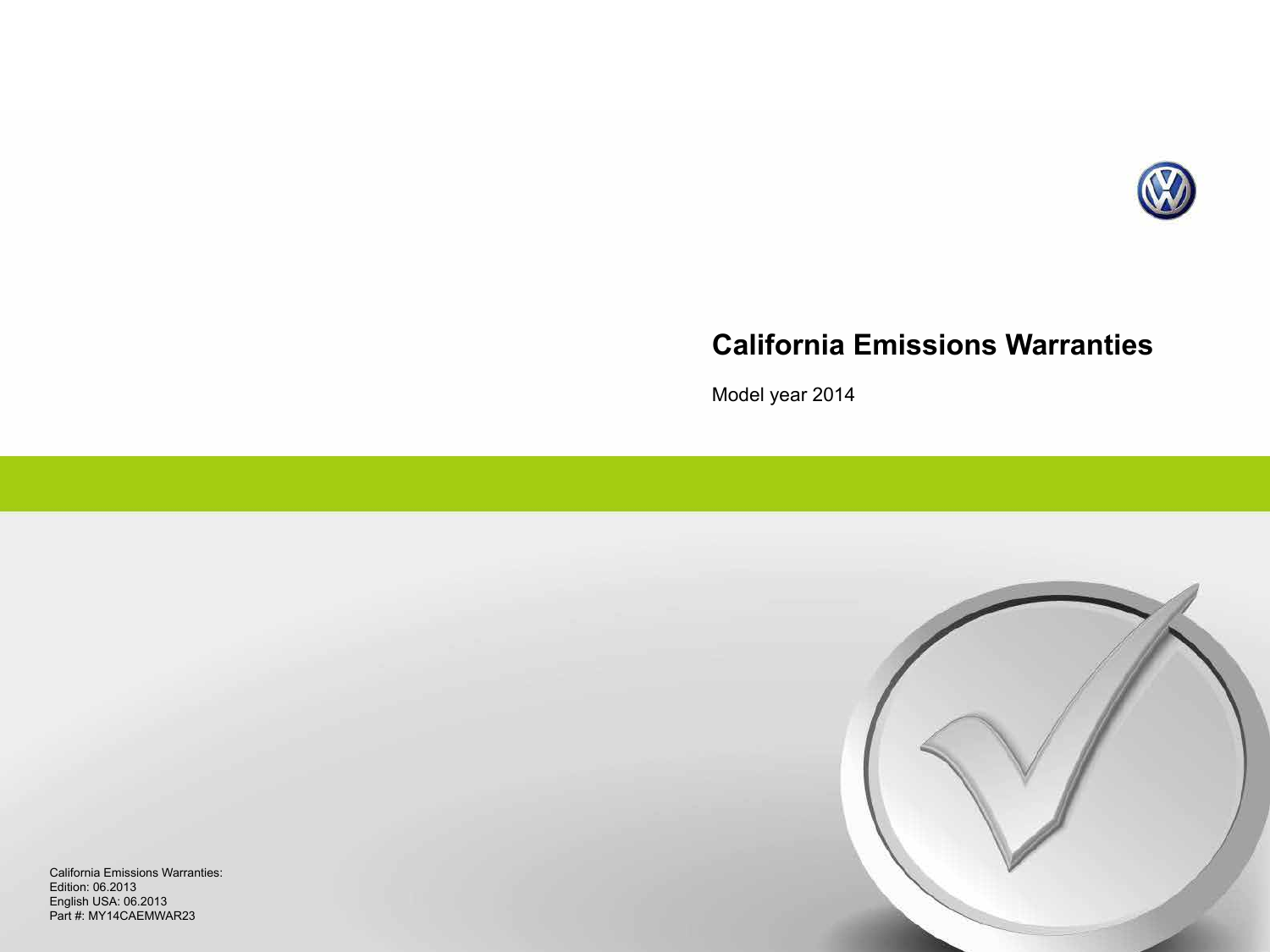# California Emissions Warranties

Model year 2014

California Emissions Warranties:
Edition: 06.2013
English USA: 06.2013
Part #: MY14CAEMWAR23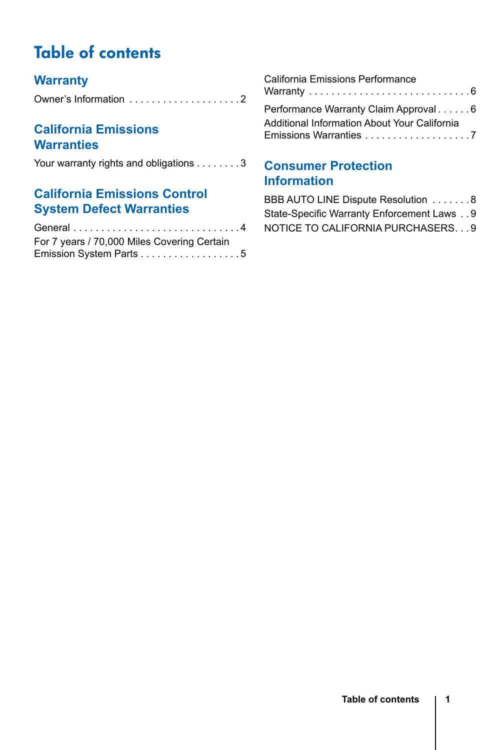# Table of contents

## Warranty

Owner's Information . . . . . . . . . . . . . . . . . . . . 2

## California Emissions Warranties

Your warranty rights and obligations . . . . . . . . 3

## California Emissions Control System Defect Warranties

General . . . . . . . . . . . . . . . . . . . . . . . . . . . . . . 4

For 7 years / 70,000 Miles Covering Certain Emission System Parts . . . . . . . . . . . . . . . . . . 5

California Emissions Performance Warranty . . . . . . . . . . . . . . . . . . . . . . . . . . . . . 6

Performance Warranty Claim Approval . . . . . . 6

Additional Information About Your California Emissions Warranties . . . . . . . . . . . . . . . . . . . 7

## Consumer Protection Information

BBB AUTO LINE Dispute Resolution . . . . . . . 8

State-Specific Warranty Enforcement Laws . . 9

NOTICE TO CALIFORNIA PURCHASERS. . . 9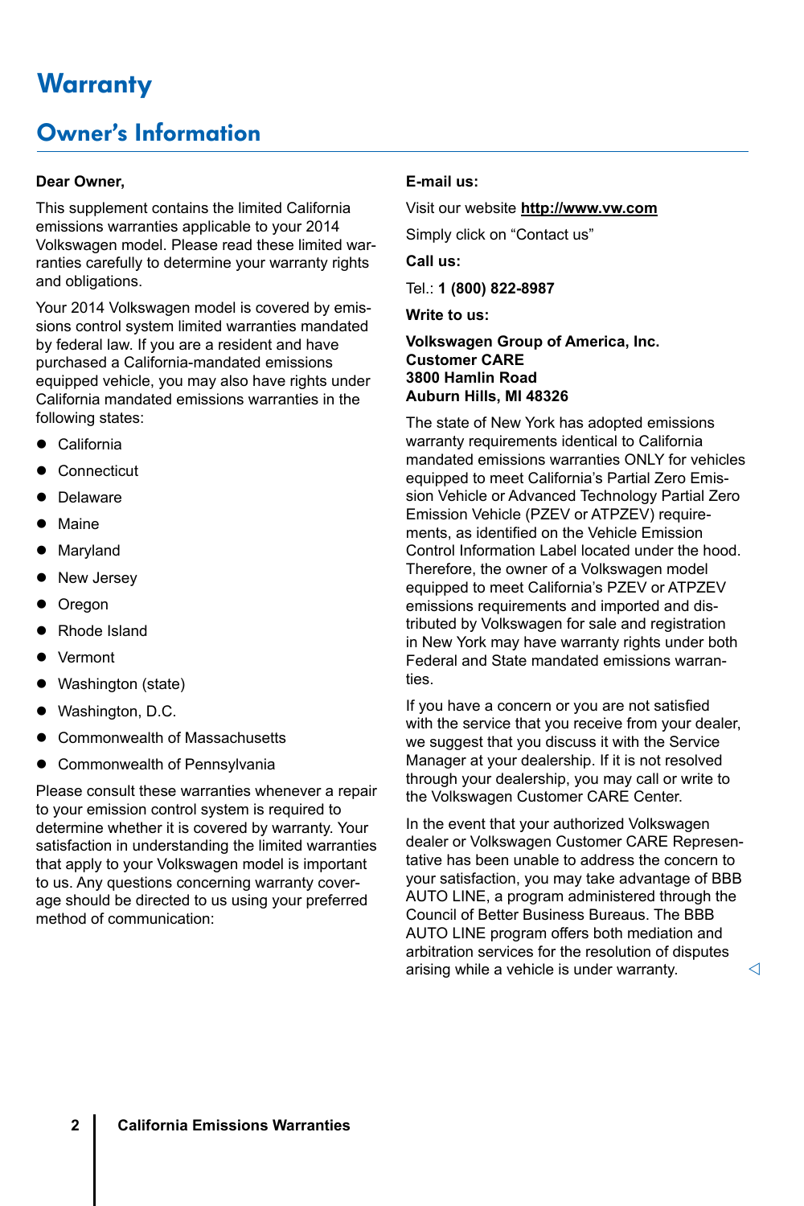# Warranty

## Owner's Information

**Dear Owner,**

This supplement contains the limited California emissions warranties applicable to your 2014 Volkswagen model. Please read these limited warranties carefully to determine your warranty rights and obligations.

Your 2014 Volkswagen model is covered by emissions control system limited warranties mandated by federal law. If you are a resident and have purchased a California-mandated emissions equipped vehicle, you may also have rights under California mandated emissions warranties in the following states:

- California
- Connecticut
- Delaware
- Maine
- Maryland
- New Jersey
- Oregon
- Rhode Island
- Vermont
- Washington (state)
- Washington, D.C.
- Commonwealth of Massachusetts
- Commonwealth of Pennsylvania

Please consult these warranties whenever a repair to your emission control system is required to determine whether it is covered by warranty. Your satisfaction in understanding the limited warranties that apply to your Volkswagen model is important to us. Any questions concerning warranty coverage should be directed to us using your preferred method of communication:

**E-mail us:**

Visit our website **http://www.vw.com**

Simply click on "Contact us"

**Call us:**

Tel.: **1 (800) 822-8987**

**Write to us:**

**Volkswagen Group of America, Inc.**
**Customer CARE**
**3800 Hamlin Road**
**Auburn Hills, MI 48326**

The state of New York has adopted emissions warranty requirements identical to California mandated emissions warranties ONLY for vehicles equipped to meet California's Partial Zero Emission Vehicle or Advanced Technology Partial Zero Emission Vehicle (PZEV or ATPZEV) requirements, as identified on the Vehicle Emission Control Information Label located under the hood. Therefore, the owner of a Volkswagen model equipped to meet California's PZEV or ATPZEV emissions requirements and imported and distributed by Volkswagen for sale and registration in New York may have warranty rights under both Federal and State mandated emissions warranties.

If you have a concern or you are not satisfied with the service that you receive from your dealer, we suggest that you discuss it with the Service Manager at your dealership. If it is not resolved through your dealership, you may call or write to the Volkswagen Customer CARE Center.

In the event that your authorized Volkswagen dealer or Volkswagen Customer CARE Representative has been unable to address the concern to your satisfaction, you may take advantage of BBB AUTO LINE, a program administered through the Council of Better Business Bureaus. The BBB AUTO LINE program offers both mediation and arbitration services for the resolution of disputes arising while a vehicle is under warranty.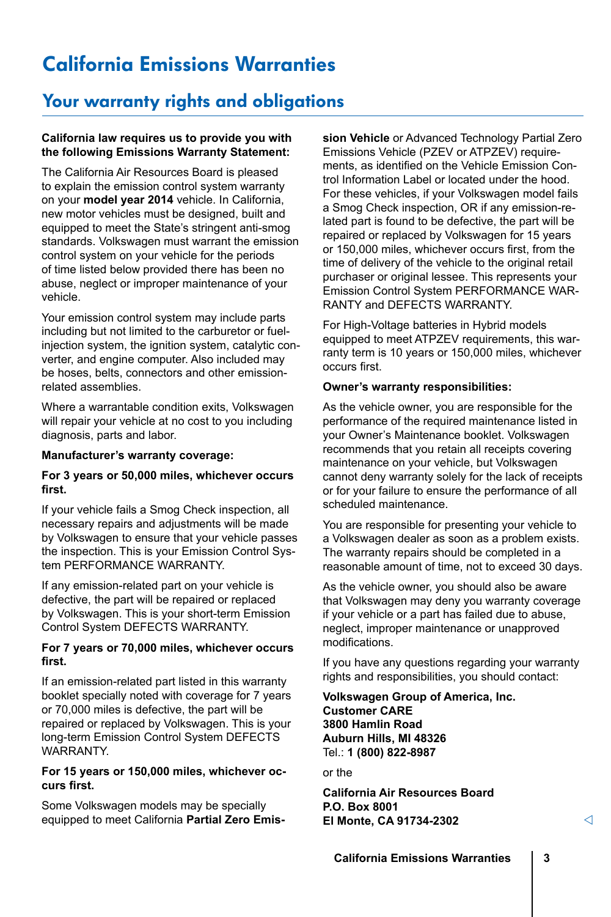# California Emissions Warranties

## Your warranty rights and obligations

**California law requires us to provide you with the following Emissions Warranty Statement:**

The California Air Resources Board is pleased to explain the emission control system warranty on your **model year 2014** vehicle. In California, new motor vehicles must be designed, built and equipped to meet the State's stringent anti-smog standards. Volkswagen must warrant the emission control system on your vehicle for the periods of time listed below provided there has been no abuse, neglect or improper maintenance of your vehicle.

Your emission control system may include parts including but not limited to the carburetor or fuel-injection system, the ignition system, catalytic converter, and engine computer. Also included may be hoses, belts, connectors and other emission-related assemblies.

Where a warrantable condition exits, Volkswagen will repair your vehicle at no cost to you including diagnosis, parts and labor.

**Manufacturer's warranty coverage:**

**For 3 years or 50,000 miles, whichever occurs first.**

If your vehicle fails a Smog Check inspection, all necessary repairs and adjustments will be made by Volkswagen to ensure that your vehicle passes the inspection. This is your Emission Control System PERFORMANCE WARRANTY.

If any emission-related part on your vehicle is defective, the part will be repaired or replaced by Volkswagen. This is your short-term Emission Control System DEFECTS WARRANTY.

**For 7 years or 70,000 miles, whichever occurs first.**

If an emission-related part listed in this warranty booklet specially noted with coverage for 7 years or 70,000 miles is defective, the part will be repaired or replaced by Volkswagen. This is your long-term Emission Control System DEFECTS WARRANTY.

**For 15 years or 150,000 miles, whichever occurs first.**

Some Volkswagen models may be specially equipped to meet California **Partial Zero Emission Vehicle** or Advanced Technology Partial Zero Emissions Vehicle (PZEV or ATPZEV) requirements, as identified on the Vehicle Emission Control Information Label or located under the hood. For these vehicles, if your Volkswagen model fails a Smog Check inspection, OR if any emission-related part is found to be defective, the part will be repaired or replaced by Volkswagen for 15 years or 150,000 miles, whichever occurs first, from the time of delivery of the vehicle to the original retail purchaser or original lessee. This represents your Emission Control System PERFORMANCE WARRANTY and DEFECTS WARRANTY.

For High-Voltage batteries in Hybrid models equipped to meet ATPZEV requirements, this warranty term is 10 years or 150,000 miles, whichever occurs first.

**Owner's warranty responsibilities:**

As the vehicle owner, you are responsible for the performance of the required maintenance listed in your Owner's Maintenance booklet. Volkswagen recommends that you retain all receipts covering maintenance on your vehicle, but Volkswagen cannot deny warranty solely for the lack of receipts or for your failure to ensure the performance of all scheduled maintenance.

You are responsible for presenting your vehicle to a Volkswagen dealer as soon as a problem exists. The warranty repairs should be completed in a reasonable amount of time, not to exceed 30 days.

As the vehicle owner, you should also be aware that Volkswagen may deny you warranty coverage if your vehicle or a part has failed due to abuse, neglect, improper maintenance or unapproved modifications.

If you have any questions regarding your warranty rights and responsibilities, you should contact:

**Volkswagen Group of America, Inc.**
**Customer CARE**
**3800 Hamlin Road**
**Auburn Hills, MI 48326**
Tel.: **1 (800) 822-8987**

or the

**California Air Resources Board**
**P.O. Box 8001**
**El Monte, CA 91734-2302**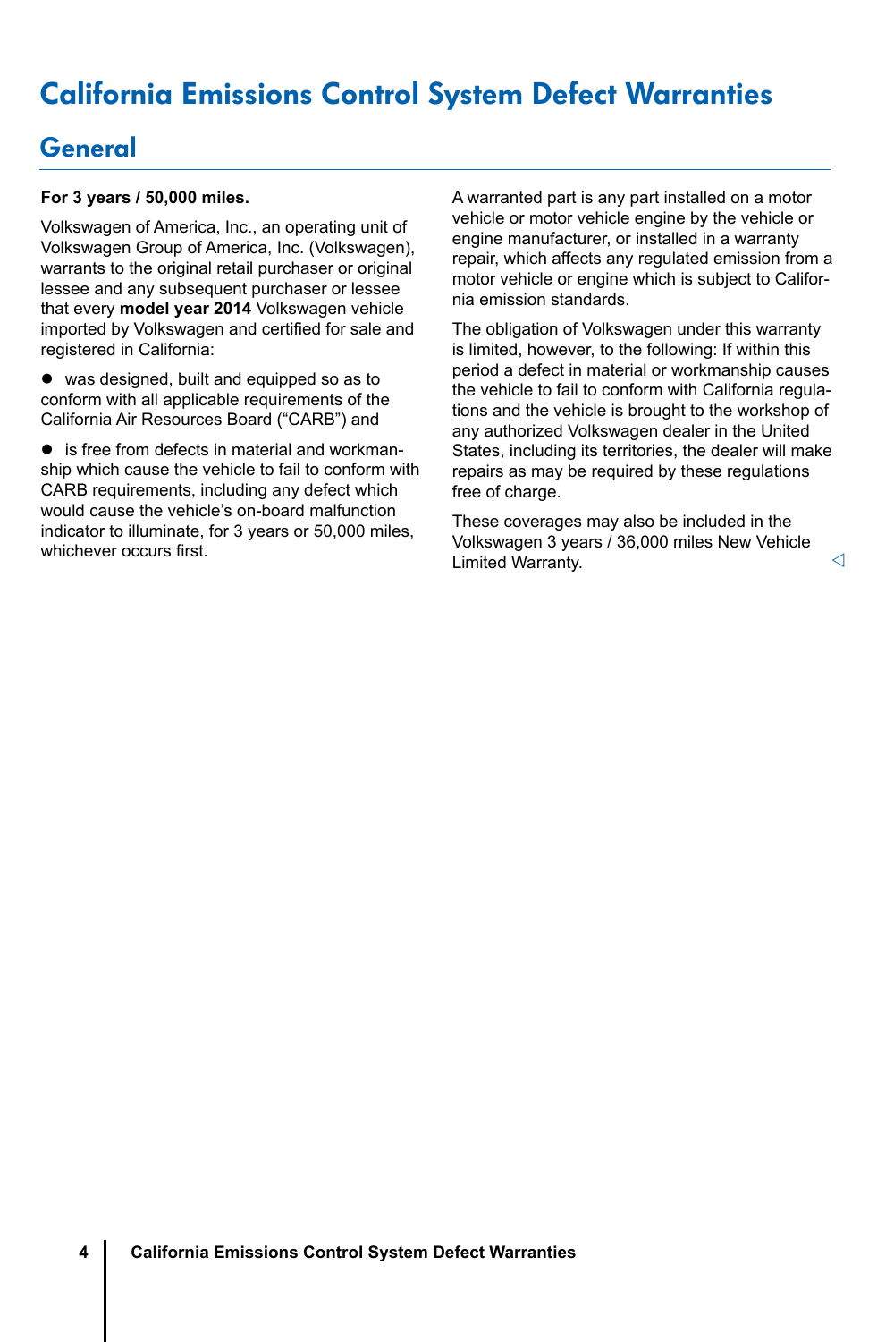# California Emissions Control System Defect Warranties

## General

**For 3 years / 50,000 miles.**

Volkswagen of America, Inc., an operating unit of Volkswagen Group of America, Inc. (Volkswagen), warrants to the original retail purchaser or original lessee and any subsequent purchaser or lessee that every **model year 2014** Volkswagen vehicle imported by Volkswagen and certified for sale and registered in California:

- was designed, built and equipped so as to conform with all applicable requirements of the California Air Resources Board ("CARB") and
- is free from defects in material and workmanship which cause the vehicle to fail to conform with CARB requirements, including any defect which would cause the vehicle's on-board malfunction indicator to illuminate, for 3 years or 50,000 miles, whichever occurs first.

A warranted part is any part installed on a motor vehicle or motor vehicle engine by the vehicle or engine manufacturer, or installed in a warranty repair, which affects any regulated emission from a motor vehicle or engine which is subject to California emission standards.

The obligation of Volkswagen under this warranty is limited, however, to the following: If within this period a defect in material or workmanship causes the vehicle to fail to conform with California regulations and the vehicle is brought to the workshop of any authorized Volkswagen dealer in the United States, including its territories, the dealer will make repairs as may be required by these regulations free of charge.

These coverages may also be included in the Volkswagen 3 years / 36,000 miles New Vehicle Limited Warranty.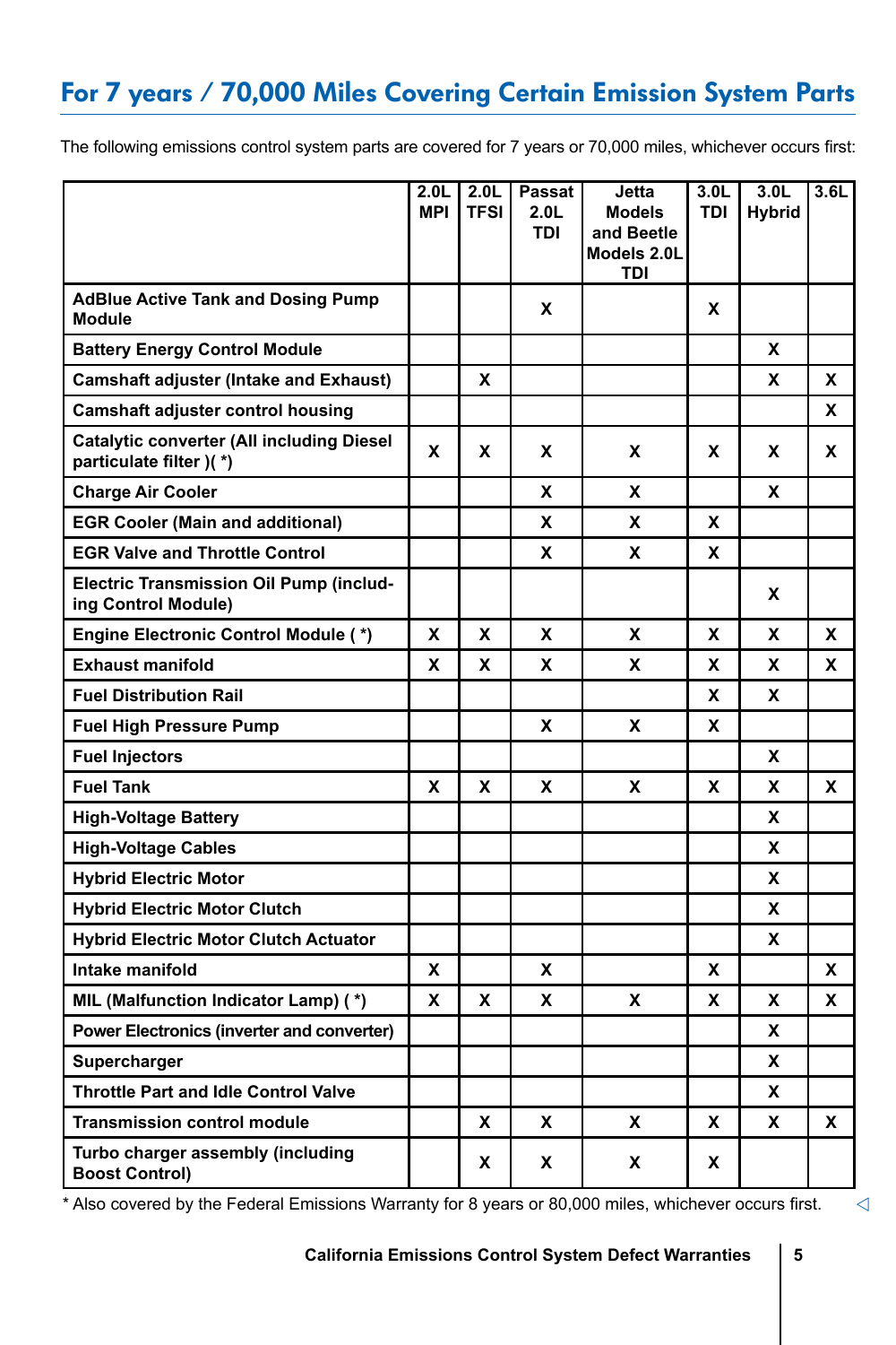## For 7 years / 70,000 Miles Covering Certain Emission System Parts

The following emissions control system parts are covered for 7 years or 70,000 miles, whichever occurs first:

| | 2.0L MPI | 2.0L TFSI | Passat 2.0L TDI | Jetta Models and Beetle Models 2.0L TDI | 3.0L TDI | 3.0L Hybrid | 3.6L |
|---|---|---|---|---|---|---|---|
| **AdBlue Active Tank and Dosing Pump Module** | | | X | | X | | |
| **Battery Energy Control Module** | | | | | | X | |
| **Camshaft adjuster (Intake and Exhaust)** | | X | | | | X | X |
| **Camshaft adjuster control housing** | | | | | | | X |
| **Catalytic converter (All including Diesel particulate filter )( *)** | X | X | X | X | X | X | X |
| **Charge Air Cooler** | | | X | X | | X | |
| **EGR Cooler (Main and additional)** | | | X | X | X | | |
| **EGR Valve and Throttle Control** | | | X | X | X | | |
| **Electric Transmission Oil Pump (including Control Module)** | | | | | | X | |
| **Engine Electronic Control Module ( *)** | X | X | X | X | X | X | X |
| **Exhaust manifold** | X | X | X | X | X | X | X |
| **Fuel Distribution Rail** | | | | | X | X | |
| **Fuel High Pressure Pump** | | | X | X | X | | |
| **Fuel Injectors** | | | | | | X | |
| **Fuel Tank** | X | X | X | X | X | X | X |
| **High-Voltage Battery** | | | | | | X | |
| **High-Voltage Cables** | | | | | | X | |
| **Hybrid Electric Motor** | | | | | | X | |
| **Hybrid Electric Motor Clutch** | | | | | | X | |
| **Hybrid Electric Motor Clutch Actuator** | | | | | | X | |
| **Intake manifold** | X | | X | | X | | X |
| **MIL (Malfunction Indicator Lamp) ( *)** | X | X | X | X | X | X | X |
| **Power Electronics (inverter and converter)** | | | | | | X | |
| **Supercharger** | | | | | | X | |
| **Throttle Part and Idle Control Valve** | | | | | | X | |
| **Transmission control module** | | X | X | X | X | X | X |
| **Turbo charger assembly (including Boost Control)** | | X | X | X | X | | |

* Also covered by the Federal Emissions Warranty for 8 years or 80,000 miles, whichever occurs first.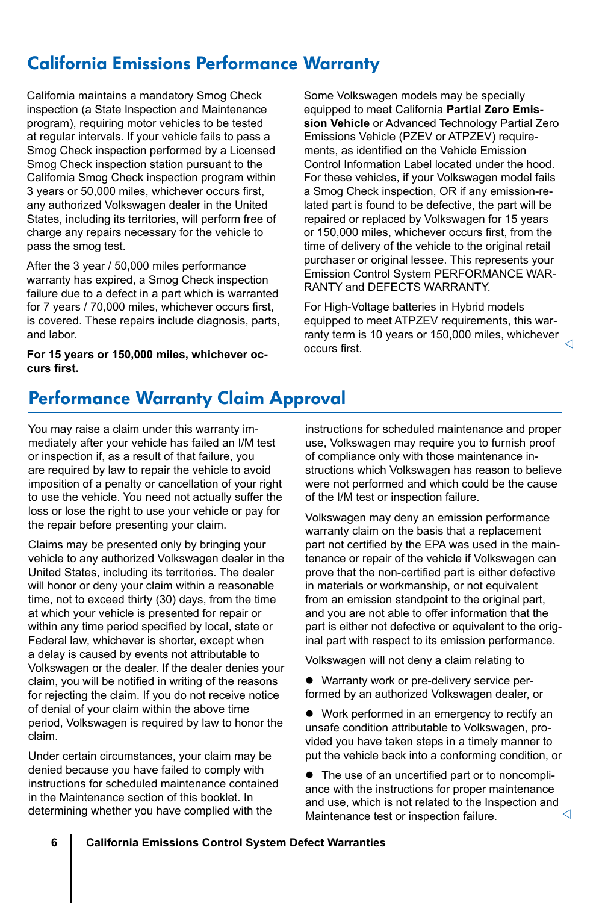## California Emissions Performance Warranty

California maintains a mandatory Smog Check inspection (a State Inspection and Maintenance program), requiring motor vehicles to be tested at regular intervals. If your vehicle fails to pass a Smog Check inspection performed by a Licensed Smog Check inspection station pursuant to the California Smog Check inspection program within 3 years or 50,000 miles, whichever occurs first, any authorized Volkswagen dealer in the United States, including its territories, will perform free of charge any repairs necessary for the vehicle to pass the smog test.

After the 3 year / 50,000 miles performance warranty has expired, a Smog Check inspection failure due to a defect in a part which is warranted for 7 years / 70,000 miles, whichever occurs first, is covered. These repairs include diagnosis, parts, and labor.

**For 15 years or 150,000 miles, whichever occurs first.**

Some Volkswagen models may be specially equipped to meet California **Partial Zero Emission Vehicle** or Advanced Technology Partial Zero Emissions Vehicle (PZEV or ATPZEV) requirements, as identified on the Vehicle Emission Control Information Label located under the hood. For these vehicles, if your Volkswagen model fails a Smog Check inspection, OR if any emission-related part is found to be defective, the part will be repaired or replaced by Volkswagen for 15 years or 150,000 miles, whichever occurs first, from the time of delivery of the vehicle to the original retail purchaser or original lessee. This represents your Emission Control System PERFORMANCE WARRANTY and DEFECTS WARRANTY.

For High-Voltage batteries in Hybrid models equipped to meet ATPZEV requirements, this warranty term is 10 years or 150,000 miles, whichever occurs first.

## Performance Warranty Claim Approval

You may raise a claim under this warranty immediately after your vehicle has failed an I/M test or inspection if, as a result of that failure, you are required by law to repair the vehicle to avoid imposition of a penalty or cancellation of your right to use the vehicle. You need not actually suffer the loss or lose the right to use your vehicle or pay for the repair before presenting your claim.

Claims may be presented only by bringing your vehicle to any authorized Volkswagen dealer in the United States, including its territories. The dealer will honor or deny your claim within a reasonable time, not to exceed thirty (30) days, from the time at which your vehicle is presented for repair or within any time period specified by local, state or Federal law, whichever is shorter, except when a delay is caused by events not attributable to Volkswagen or the dealer. If the dealer denies your claim, you will be notified in writing of the reasons for rejecting the claim. If you do not receive notice of denial of your claim within the above time period, Volkswagen is required by law to honor the claim.

Under certain circumstances, your claim may be denied because you have failed to comply with instructions for scheduled maintenance contained in the Maintenance section of this booklet. In determining whether you have complied with the instructions for scheduled maintenance and proper use, Volkswagen may require you to furnish proof of compliance only with those maintenance instructions which Volkswagen has reason to believe were not performed and which could be the cause of the I/M test or inspection failure.

Volkswagen may deny an emission performance warranty claim on the basis that a replacement part not certified by the EPA was used in the maintenance or repair of the vehicle if Volkswagen can prove that the non-certified part is either defective in materials or workmanship, or not equivalent from an emission standpoint to the original part, and you are not able to offer information that the part is either not defective or equivalent to the original part with respect to its emission performance.

Volkswagen will not deny a claim relating to

- Warranty work or pre-delivery service performed by an authorized Volkswagen dealer, or
- Work performed in an emergency to rectify an unsafe condition attributable to Volkswagen, provided you have taken steps in a timely manner to put the vehicle back into a conforming condition, or
- The use of an uncertified part or to noncompliance with the instructions for proper maintenance and use, which is not related to the Inspection and Maintenance test or inspection failure.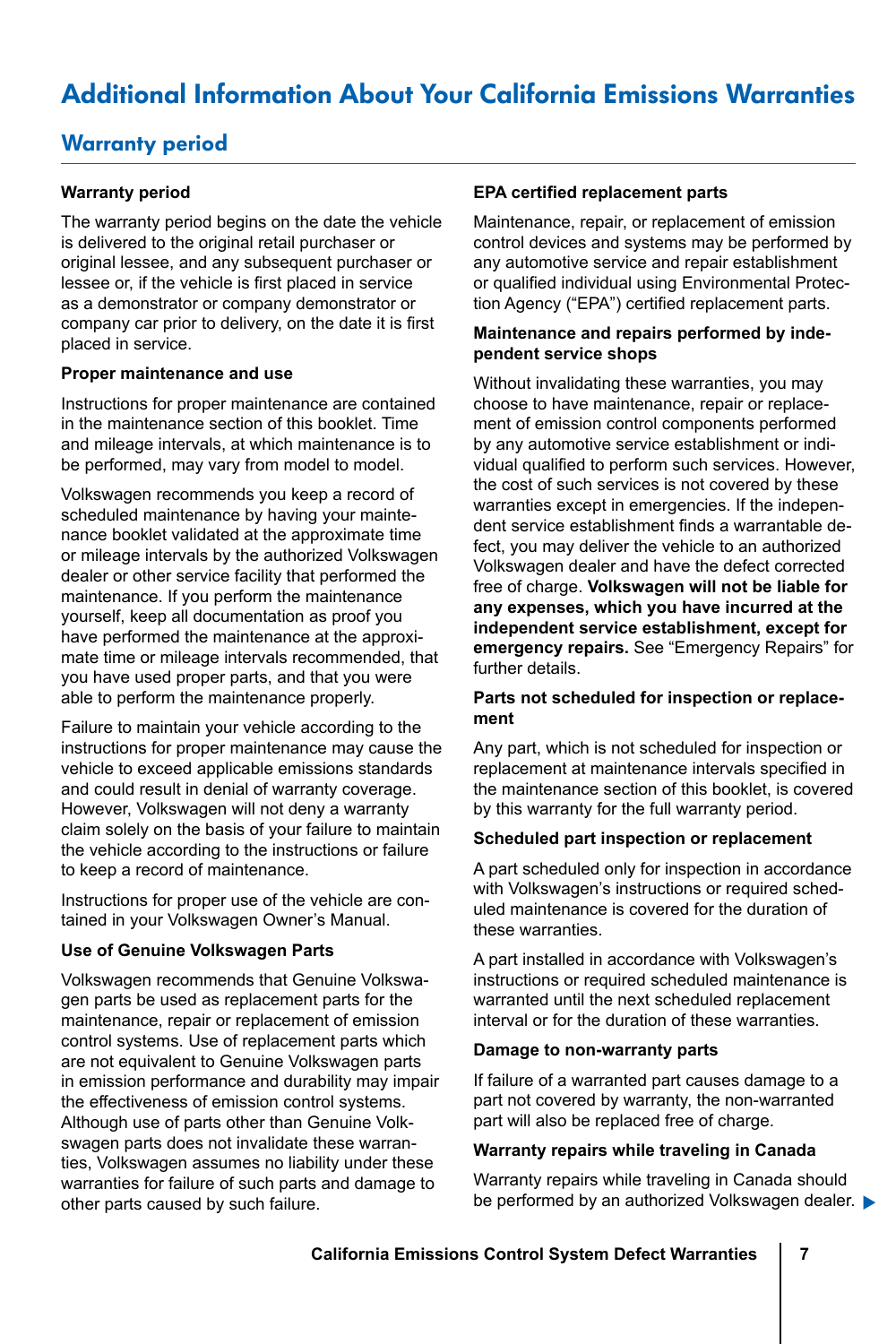# Additional Information About Your California Emissions Warranties

## Warranty period

### Warranty period

The warranty period begins on the date the vehicle is delivered to the original retail purchaser or original lessee, and any subsequent purchaser or lessee or, if the vehicle is first placed in service as a demonstrator or company demonstrator or company car prior to delivery, on the date it is first placed in service.

### Proper maintenance and use

Instructions for proper maintenance are contained in the maintenance section of this booklet. Time and mileage intervals, at which maintenance is to be performed, may vary from model to model.

Volkswagen recommends you keep a record of scheduled maintenance by having your maintenance booklet validated at the approximate time or mileage intervals by the authorized Volkswagen dealer or other service facility that performed the maintenance. If you perform the maintenance yourself, keep all documentation as proof you have performed the maintenance at the approximate time or mileage intervals recommended, that you have used proper parts, and that you were able to perform the maintenance properly.

Failure to maintain your vehicle according to the instructions for proper maintenance may cause the vehicle to exceed applicable emissions standards and could result in denial of warranty coverage. However, Volkswagen will not deny a warranty claim solely on the basis of your failure to maintain the vehicle according to the instructions or failure to keep a record of maintenance.

Instructions for proper use of the vehicle are contained in your Volkswagen Owner's Manual.

### Use of Genuine Volkswagen Parts

Volkswagen recommends that Genuine Volkswagen parts be used as replacement parts for the maintenance, repair or replacement of emission control systems. Use of replacement parts which are not equivalent to Genuine Volkswagen parts in emission performance and durability may impair the effectiveness of emission control systems. Although use of parts other than Genuine Volkswagen parts does not invalidate these warranties, Volkswagen assumes no liability under these warranties for failure of such parts and damage to other parts caused by such failure.

### EPA certified replacement parts

Maintenance, repair, or replacement of emission control devices and systems may be performed by any automotive service and repair establishment or qualified individual using Environmental Protection Agency ("EPA") certified replacement parts.

### Maintenance and repairs performed by independent service shops

Without invalidating these warranties, you may choose to have maintenance, repair or replacement of emission control components performed by any automotive service establishment or individual qualified to perform such services. However, the cost of such services is not covered by these warranties except in emergencies. If the independent service establishment finds a warrantable defect, you may deliver the vehicle to an authorized Volkswagen dealer and have the defect corrected free of charge. **Volkswagen will not be liable for any expenses, which you have incurred at the independent service establishment, except for emergency repairs.** See "Emergency Repairs" for further details.

### Parts not scheduled for inspection or replacement

Any part, which is not scheduled for inspection or replacement at maintenance intervals specified in the maintenance section of this booklet, is covered by this warranty for the full warranty period.

### Scheduled part inspection or replacement

A part scheduled only for inspection in accordance with Volkswagen's instructions or required scheduled maintenance is covered for the duration of these warranties.

A part installed in accordance with Volkswagen's instructions or required scheduled maintenance is warranted until the next scheduled replacement interval or for the duration of these warranties.

### Damage to non-warranty parts

If failure of a warranted part causes damage to a part not covered by warranty, the non-warranted part will also be replaced free of charge.

### Warranty repairs while traveling in Canada

Warranty repairs while traveling in Canada should be performed by an authorized Volkswagen dealer.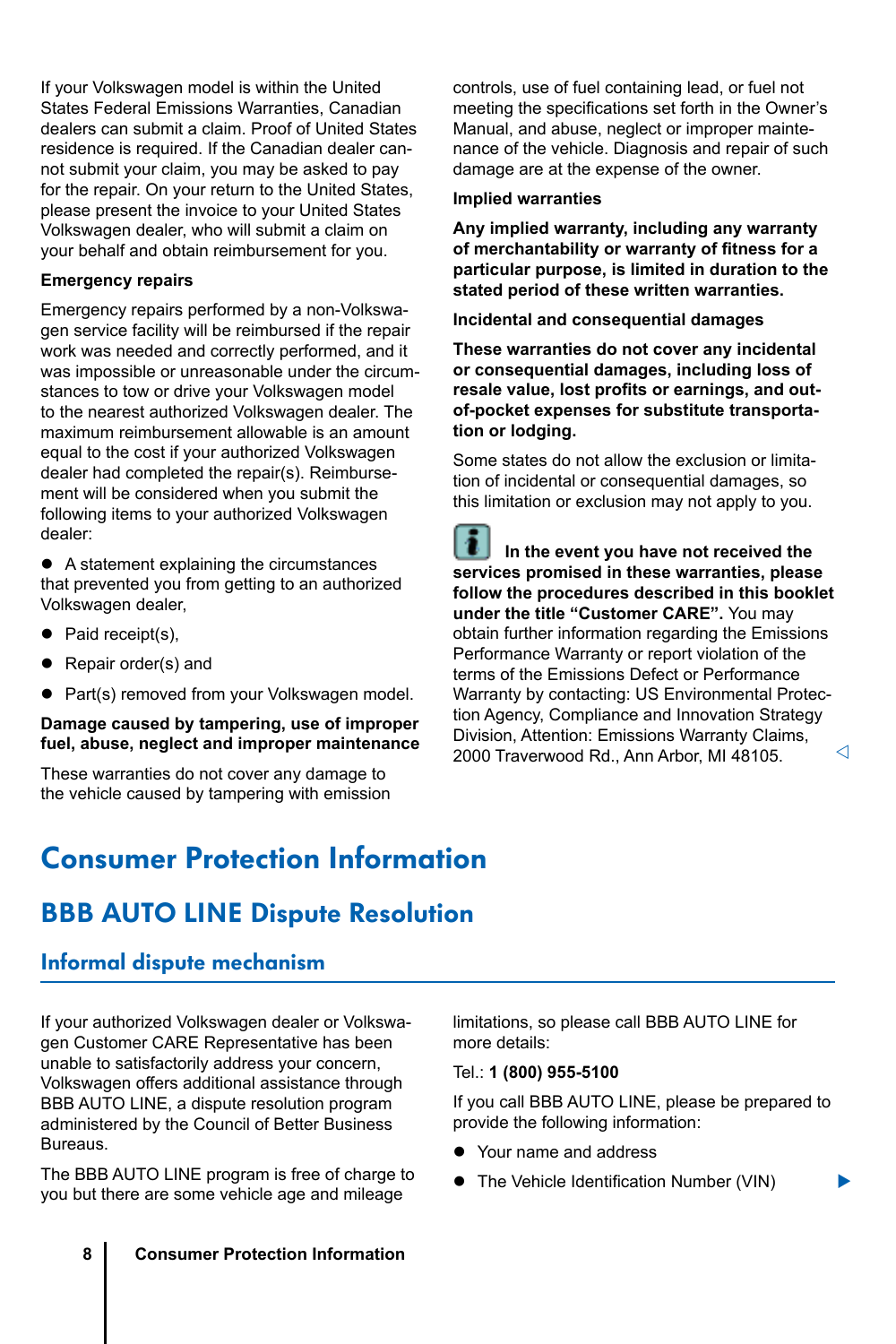If your Volkswagen model is within the United States Federal Emissions Warranties, Canadian dealers can submit a claim. Proof of United States residence is required. If the Canadian dealer cannot submit your claim, you may be asked to pay for the repair. On your return to the United States, please present the invoice to your United States Volkswagen dealer, who will submit a claim on your behalf and obtain reimbursement for you.

**Emergency repairs**

Emergency repairs performed by a non-Volkswagen service facility will be reimbursed if the repair work was needed and correctly performed, and it was impossible or unreasonable under the circumstances to tow or drive your Volkswagen model to the nearest authorized Volkswagen dealer. The maximum reimbursement allowable is an amount equal to the cost if your authorized Volkswagen dealer had completed the repair(s). Reimbursement will be considered when you submit the following items to your authorized Volkswagen dealer:

- A statement explaining the circumstances that prevented you from getting to an authorized Volkswagen dealer,
- Paid receipt(s),
- Repair order(s) and
- Part(s) removed from your Volkswagen model.

**Damage caused by tampering, use of improper fuel, abuse, neglect and improper maintenance**

These warranties do not cover any damage to the vehicle caused by tampering with emission controls, use of fuel containing lead, or fuel not meeting the specifications set forth in the Owner's Manual, and abuse, neglect or improper maintenance of the vehicle. Diagnosis and repair of such damage are at the expense of the owner.

**Implied warranties**

**Any implied warranty, including any warranty of merchantability or warranty of fitness for a particular purpose, is limited in duration to the stated period of these written warranties.**

**Incidental and consequential damages**

**These warranties do not cover any incidental or consequential damages, including loss of resale value, lost profits or earnings, and out-of-pocket expenses for substitute transportation or lodging.**

Some states do not allow the exclusion or limitation of incidental or consequential damages, so this limitation or exclusion may not apply to you.

**In the event you have not received the services promised in these warranties, please follow the procedures described in this booklet under the title "Customer CARE".** You may obtain further information regarding the Emissions Performance Warranty or report violation of the terms of the Emissions Defect or Performance Warranty by contacting: US Environmental Protection Agency, Compliance and Innovation Strategy Division, Attention: Emissions Warranty Claims, 2000 Traverwood Rd., Ann Arbor, MI 48105.

# Consumer Protection Information

## BBB AUTO LINE Dispute Resolution

### Informal dispute mechanism

If your authorized Volkswagen dealer or Volkswagen Customer CARE Representative has been unable to satisfactorily address your concern, Volkswagen offers additional assistance through BBB AUTO LINE, a dispute resolution program administered by the Council of Better Business Bureaus.

The BBB AUTO LINE program is free of charge to you but there are some vehicle age and mileage limitations, so please call BBB AUTO LINE for more details:

Tel.: **1 (800) 955-5100**

If you call BBB AUTO LINE, please be prepared to provide the following information:

- Your name and address
- The Vehicle Identification Number (VIN)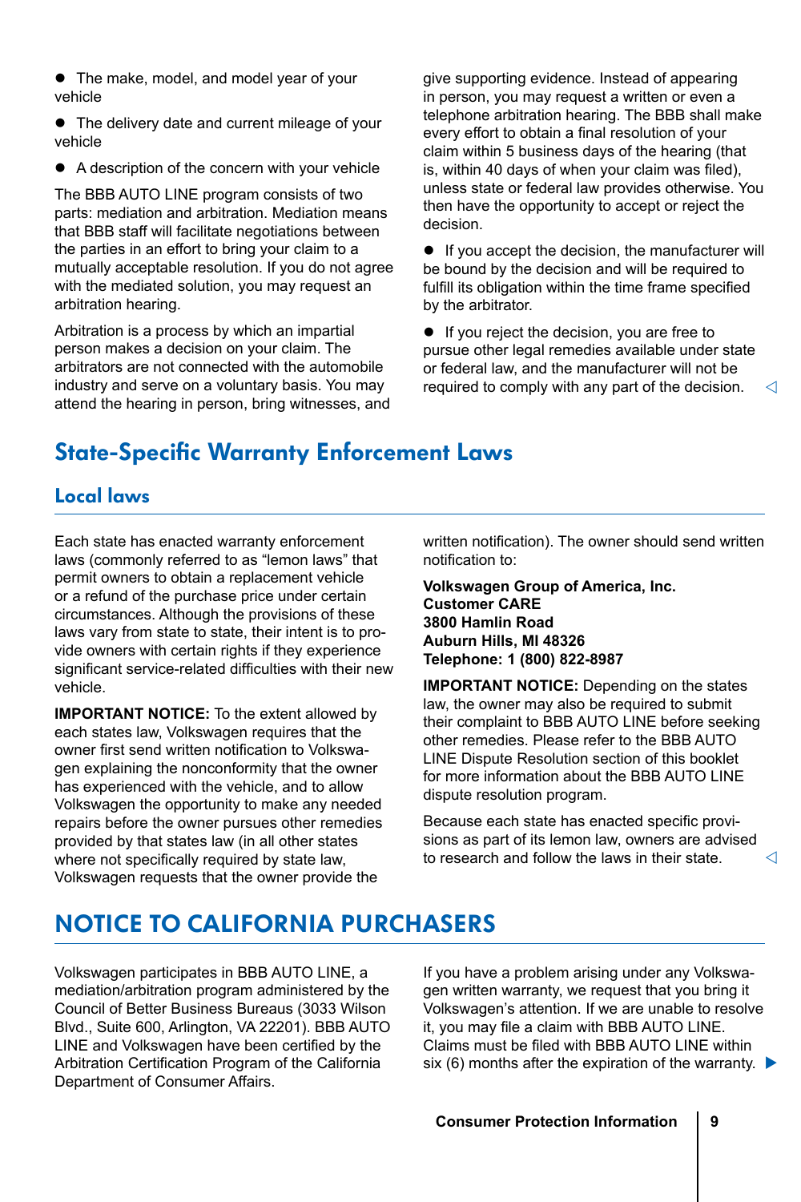- The make, model, and model year of your vehicle
- The delivery date and current mileage of your vehicle
- A description of the concern with your vehicle

The BBB AUTO LINE program consists of two parts: mediation and arbitration. Mediation means that BBB staff will facilitate negotiations between the parties in an effort to bring your claim to a mutually acceptable resolution. If you do not agree with the mediated solution, you may request an arbitration hearing.

Arbitration is a process by which an impartial person makes a decision on your claim. The arbitrators are not connected with the automobile industry and serve on a voluntary basis. You may attend the hearing in person, bring witnesses, and give supporting evidence. Instead of appearing in person, you may request a written or even a telephone arbitration hearing. The BBB shall make every effort to obtain a final resolution of your claim within 5 business days of the hearing (that is, within 40 days of when your claim was filed), unless state or federal law provides otherwise. You then have the opportunity to accept or reject the decision.

- If you accept the decision, the manufacturer will be bound by the decision and will be required to fulfill its obligation within the time frame specified by the arbitrator.
- If you reject the decision, you are free to pursue other legal remedies available under state or federal law, and the manufacturer will not be required to comply with any part of the decision. ◁

# State-Specific Warranty Enforcement Laws

## Local laws

Each state has enacted warranty enforcement laws (commonly referred to as "lemon laws" that permit owners to obtain a replacement vehicle or a refund of the purchase price under certain circumstances. Although the provisions of these laws vary from state to state, their intent is to provide owners with certain rights if they experience significant service-related difficulties with their new vehicle.

**IMPORTANT NOTICE:** To the extent allowed by each states law, Volkswagen requires that the owner first send written notification to Volkswagen explaining the nonconformity that the owner has experienced with the vehicle, and to allow Volkswagen the opportunity to make any needed repairs before the owner pursues other remedies provided by that states law (in all other states where not specifically required by state law, Volkswagen requests that the owner provide the written notification). The owner should send written notification to:

**Volkswagen Group of America, Inc.**
**Customer CARE**
**3800 Hamlin Road**
**Auburn Hills, MI 48326**
**Telephone: 1 (800) 822-8987**

**IMPORTANT NOTICE:** Depending on the states law, the owner may also be required to submit their complaint to BBB AUTO LINE before seeking other remedies. Please refer to the BBB AUTO LINE Dispute Resolution section of this booklet for more information about the BBB AUTO LINE dispute resolution program.

Because each state has enacted specific provisions as part of its lemon law, owners are advised to research and follow the laws in their state. ◁

# NOTICE TO CALIFORNIA PURCHASERS

Volkswagen participates in BBB AUTO LINE, a mediation/arbitration program administered by the Council of Better Business Bureaus (3033 Wilson Blvd., Suite 600, Arlington, VA 22201). BBB AUTO LINE and Volkswagen have been certified by the Arbitration Certification Program of the California Department of Consumer Affairs.

If you have a problem arising under any Volkswagen written warranty, we request that you bring it Volkswagen's attention. If we are unable to resolve it, you may file a claim with BBB AUTO LINE. Claims must be filed with BBB AUTO LINE within six (6) months after the expiration of the warranty. ▶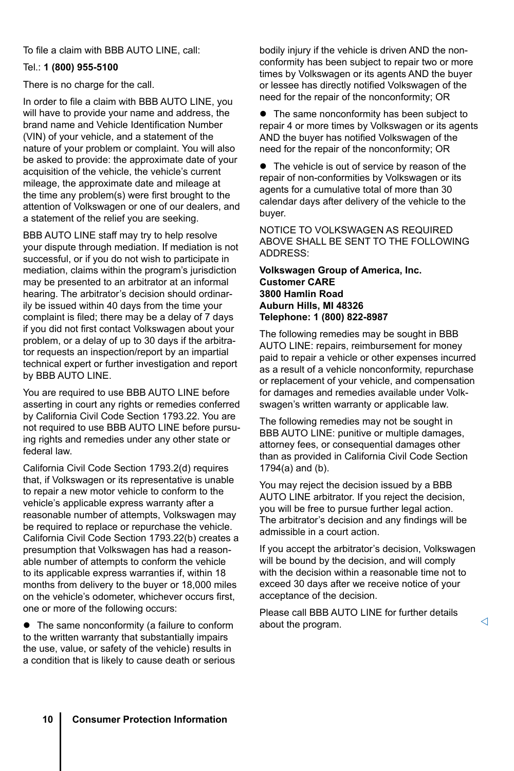To file a claim with BBB AUTO LINE, call:

Tel.: **1 (800) 955-5100**

There is no charge for the call.

In order to file a claim with BBB AUTO LINE, you will have to provide your name and address, the brand name and Vehicle Identification Number (VIN) of your vehicle, and a statement of the nature of your problem or complaint. You will also be asked to provide: the approximate date of your acquisition of the vehicle, the vehicle's current mileage, the approximate date and mileage at the time any problem(s) were first brought to the attention of Volkswagen or one of our dealers, and a statement of the relief you are seeking.

BBB AUTO LINE staff may try to help resolve your dispute through mediation. If mediation is not successful, or if you do not wish to participate in mediation, claims within the program's jurisdiction may be presented to an arbitrator at an informal hearing. The arbitrator's decision should ordinarily be issued within 40 days from the time your complaint is filed; there may be a delay of 7 days if you did not first contact Volkswagen about your problem, or a delay of up to 30 days if the arbitrator requests an inspection/report by an impartial technical expert or further investigation and report by BBB AUTO LINE.

You are required to use BBB AUTO LINE before asserting in court any rights or remedies conferred by California Civil Code Section 1793.22. You are not required to use BBB AUTO LINE before pursuing rights and remedies under any other state or federal law.

California Civil Code Section 1793.2(d) requires that, if Volkswagen or its representative is unable to repair a new motor vehicle to conform to the vehicle's applicable express warranty after a reasonable number of attempts, Volkswagen may be required to replace or repurchase the vehicle. California Civil Code Section 1793.22(b) creates a presumption that Volkswagen has had a reasonable number of attempts to conform the vehicle to its applicable express warranties if, within 18 months from delivery to the buyer or 18,000 miles on the vehicle's odometer, whichever occurs first, one or more of the following occurs:

- The same nonconformity (a failure to conform to the written warranty that substantially impairs the use, value, or safety of the vehicle) results in a condition that is likely to cause death or serious bodily injury if the vehicle is driven AND the nonconformity has been subject to repair two or more times by Volkswagen or its agents AND the buyer or lessee has directly notified Volkswagen of the need for the repair of the nonconformity; OR
- The same nonconformity has been subject to repair 4 or more times by Volkswagen or its agents AND the buyer has notified Volkswagen of the need for the repair of the nonconformity; OR
- The vehicle is out of service by reason of the repair of non-conformities by Volkswagen or its agents for a cumulative total of more than 30 calendar days after delivery of the vehicle to the buyer.

NOTICE TO VOLKSWAGEN AS REQUIRED ABOVE SHALL BE SENT TO THE FOLLOWING ADDRESS:

**Volkswagen Group of America, Inc.**
**Customer CARE**
**3800 Hamlin Road**
**Auburn Hills, MI 48326**
**Telephone: 1 (800) 822-8987**

The following remedies may be sought in BBB AUTO LINE: repairs, reimbursement for money paid to repair a vehicle or other expenses incurred as a result of a vehicle nonconformity, repurchase or replacement of your vehicle, and compensation for damages and remedies available under Volkswagen's written warranty or applicable law.

The following remedies may not be sought in BBB AUTO LINE: punitive or multiple damages, attorney fees, or consequential damages other than as provided in California Civil Code Section 1794(a) and (b).

You may reject the decision issued by a BBB AUTO LINE arbitrator. If you reject the decision, you will be free to pursue further legal action. The arbitrator's decision and any findings will be admissible in a court action.

If you accept the arbitrator's decision, Volkswagen will be bound by the decision, and will comply with the decision within a reasonable time not to exceed 30 days after we receive notice of your acceptance of the decision.

Please call BBB AUTO LINE for further details about the program.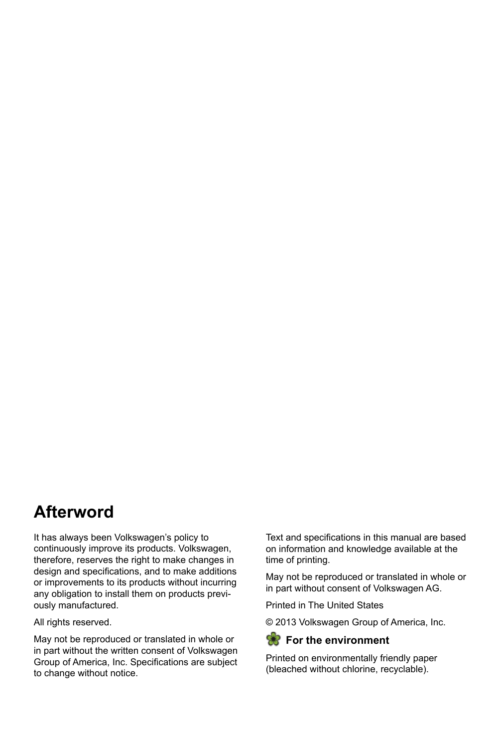# Afterword

It has always been Volkswagen's policy to continuously improve its products. Volkswagen, therefore, reserves the right to make changes in design and specifications, and to make additions or improvements to its products without incurring any obligation to install them on products previously manufactured.

All rights reserved.

May not be reproduced or translated in whole or in part without the written consent of Volkswagen Group of America, Inc. Specifications are subject to change without notice.

Text and specifications in this manual are based on information and knowledge available at the time of printing.

May not be reproduced or translated in whole or in part without consent of Volkswagen AG.

Printed in The United States

© 2013 Volkswagen Group of America, Inc.

### For the environment

Printed on environmentally friendly paper (bleached without chlorine, recyclable).